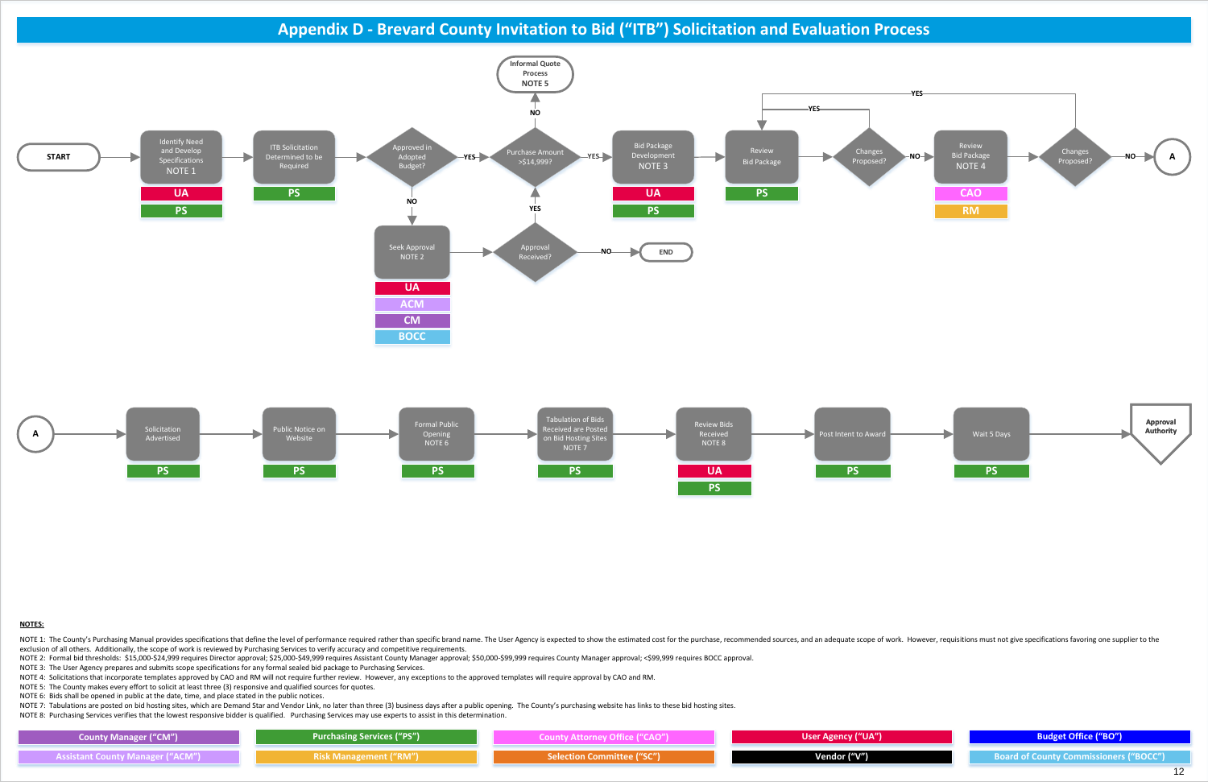# Appendix D - Brevard County Invitation to Bid ("ITB") Solicitation and Evaluation Process

START → Identify Need and Develop Specifications NOTE 1 (UA, PS) → ITB Solicitation Determined to be Required (PS) → Approved in Adopted Budget?

- NO → Seek Approval NOTE 2 (UA, ACM, CM, BOCC) → Approval Received?
  - NO → END
  - YES → Purchase Amount >$14,999?
- YES → Purchase Amount >$14,999?
  - NO → Informal Quote Process NOTE 5
  - YES → Bid Package Development NOTE 3 (UA, PS) → Review Bid Package (PS) → Changes Proposed?
    - YES → Review Bid Package (PS)
    - NO → Review Bid Package NOTE 4 (CAO, RM) → Changes Proposed?
      - YES → Review Bid Package (PS)
      - NO → A

A → Solicitation Advertised (PS) → Public Notice on Website (PS) → Formal Public Opening NOTE 6 (PS) → Tabulation of Bids Received are Posted on Bid Hosting Sites NOTE 7 (PS) → Review Bids Received NOTE 8 (UA, PS) → Post Intent to Award (PS) → Wait 5 Days (PS) → Approval Authority

**NOTES:**

NOTE 1: The County's Purchasing Manual provides specifications that define the level of performance required rather than specific brand name. The User Agency is expected to show the estimated cost for the purchase, recommended sources, and an adequate scope of work. However, requisitions must not give specifications favoring one supplier to the exclusion of all others. Additionally, the scope of work is reviewed by Purchasing Services to verify accuracy and competitive requirements.

NOTE 2: Formal bid thresholds: $15,000-$24,999 requires Director approval; $25,000-$49,999 requires Assistant County Manager approval; $50,000-$99,999 requires County Manager approval; <$99,999 requires BOCC approval.

NOTE 3: The User Agency prepares and submits scope specifications for any formal sealed bid package to Purchasing Services.

NOTE 4: Solicitations that incorporate templates approved by CAO and RM will not require further review. However, any exceptions to the approved templates will require approval by CAO and RM.

NOTE 5: The County makes every effort to solicit at least three (3) responsive and qualified sources for quotes.

NOTE 6: Bids shall be opened in public at the date, time, and place stated in the public notices.

NOTE 7: Tabulations are posted on bid hosting sites, which are Demand Star and Vendor Link, no later than three (3) business days after a public opening. The County's purchasing website has links to these bid hosting sites.

NOTE 8: Purchasing Services verifies that the lowest responsive bidder is qualified. Purchasing Services may use experts to assist in this determination.

| | | | | |
|---|---|---|---|---|
| County Manager ("CM") | Purchasing Services ("PS") | County Attorney Office ("CAO") | User Agency ("UA") | Budget Office ("BO") |
| Assistant County Manager ("ACM") | Risk Management ("RM") | Selection Committee ("SC") | Vendor ("V") | Board of County Commissioners ("BOCC") |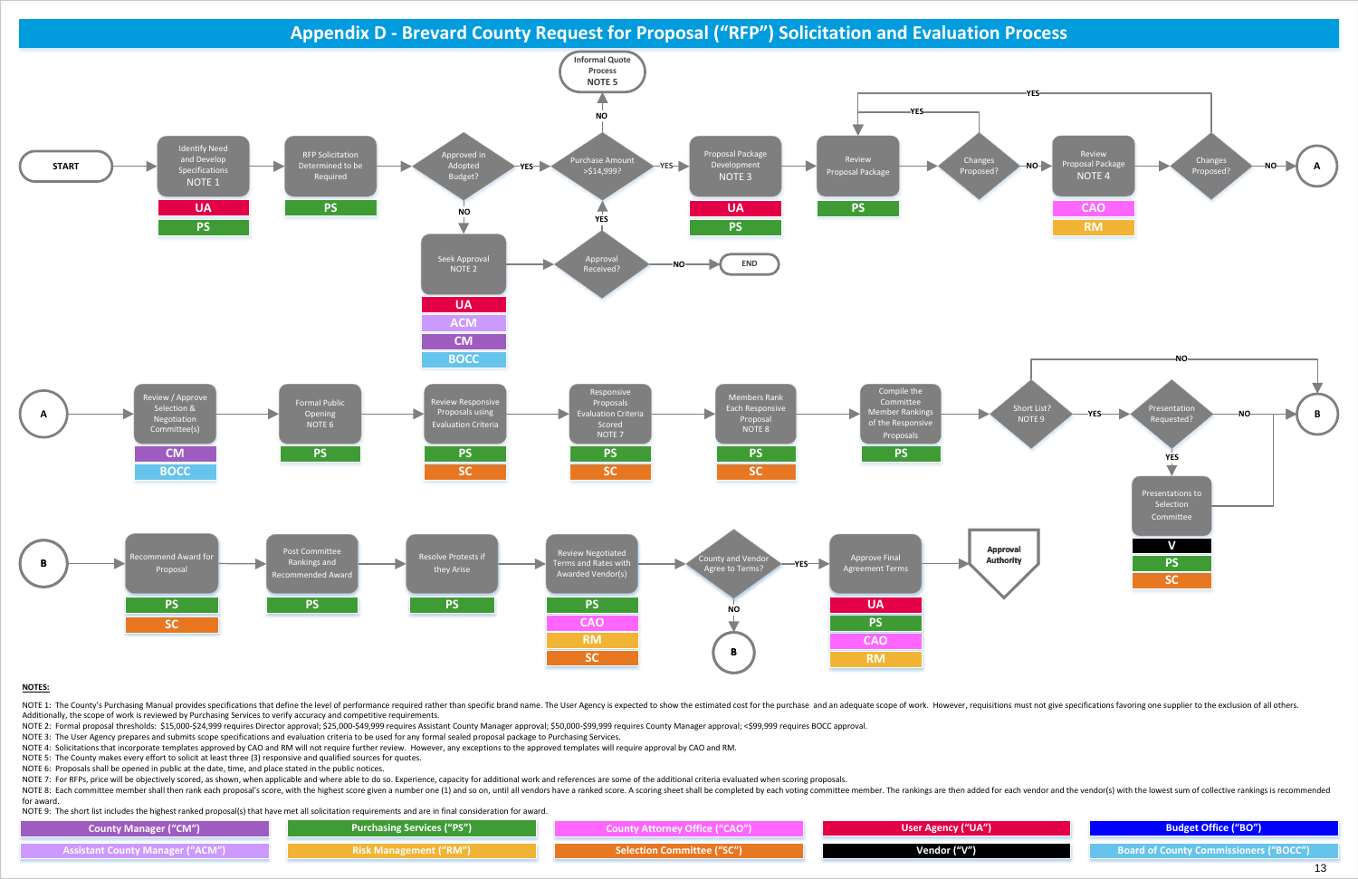# Appendix D - Brevard County Request for Proposal ("RFP") Solicitation and Evaluation Process

**Row 1:**

- START → Identify Need and Develop Specifications NOTE 1 (UA, PS) → RFP Solicitation Determined to be Required (PS) → Approved in Adopted Budget?
  - NO → Seek Approval NOTE 2 (UA, ACM, CM, BOCC) → Approval Received?
    - NO → END
    - YES → Purchase Amount >$14,999?
  - YES → Purchase Amount >$14,999?
- Purchase Amount >$14,999?
  - NO → Informal Quote Process NOTE 5
  - YES → Proposal Package Development NOTE 3 (UA, PS) → Review Proposal Package (PS) → Changes Proposed?
- Changes Proposed?
  - YES → Review Proposal Package
  - NO → Review Proposal Package NOTE 4 (CAO, RM) → Changes Proposed?
    - YES → Review Proposal Package
    - NO → A

**Row 2:**

- A → Review / Approve Selection & Negotiation Committee(s) (CM, BOCC) → Formal Public Opening NOTE 6 (PS) → Review Responsive Proposals using Evaluation Criteria (PS, SC) → Responsive Proposals Evaluation Criteria Scored NOTE 7 (PS, SC) → Members Rank Each Responsive Proposal NOTE 8 (PS, SC) → Compile the Committee Member Rankings of the Responsive Proposals (PS) → Short List? NOTE 9
  - NO → B
  - YES → Presentation Requested?
    - NO → B
    - YES → Presentations to Selection Committee (V, PS, SC) → B

**Row 3:**

- B → Recommend Award for Proposal (PS, SC) → Post Committee Rankings and Recommended Award (PS) → Resolve Protests if they Arise (PS) → Review Negotiated Terms and Rates with Awarded Vendor(s) (PS, CAO, RM, SC) → County and Vendor Agree to Terms?
  - NO → B
  - YES → Approve Final Agreement Terms (UA, PS, CAO, RM) → Approval Authority

**NOTES:**

NOTE 1: The County's Purchasing Manual provides specifications that define the level of performance required rather than specific brand name. The User Agency is expected to show the estimated cost for the purchase and an adequate scope of work. However, requisitions must not give specifications favoring one supplier to the exclusion of all others. Additionally, the scope of work is reviewed by Purchasing Services to verify accuracy and competitive requirements.

NOTE 2: Formal proposal thresholds: $15,000-$24,999 requires Director approval; $25,000-$49,999 requires Assistant County Manager approval; $50,000-$99,999 requires County Manager approval; <$99,999 requires BOCC approval.

NOTE 3: The User Agency prepares and submits scope specifications and evaluation criteria to be used for any formal sealed proposal package to Purchasing Services.

NOTE 4: Solicitations that incorporate templates approved by CAO and RM will not require further review. However, any exceptions to the approved templates will require approval by CAO and RM.

NOTE 5: The County makes every effort to solicit at least three (3) responsive and qualified sources for quotes.

NOTE 6: Proposals shall be opened in public at the date, time, and place stated in the public notices.

NOTE 7: For RFPs, price will be objectively scored, as shown, when applicable and where able to do so. Experience, capacity for additional work and references are some of the additional criteria evaluated when scoring proposals.

NOTE 8: Each committee member shall then rank each proposal's score, with the highest score given a number one (1) and so on, until all vendors have a ranked score. A scoring sheet shall be completed by each voting committee member. The rankings are then added for each vendor and the vendor(s) with the lowest sum of collective rankings is recommended for award.

NOTE 9: The short list includes the highest ranked proposal(s) that have met all solicitation requirements and are in final consideration for award.

| | | | | |
|---|---|---|---|---|
| County Manager ("CM") | Purchasing Services ("PS") | County Attorney Office ("CAO") | User Agency ("UA") | Budget Office ("BO") |
| Assistant County Manager ("ACM") | Risk Management ("RM") | Selection Committee ("SC") | Vendor ("V") | Board of County Commissioners ("BOCC") |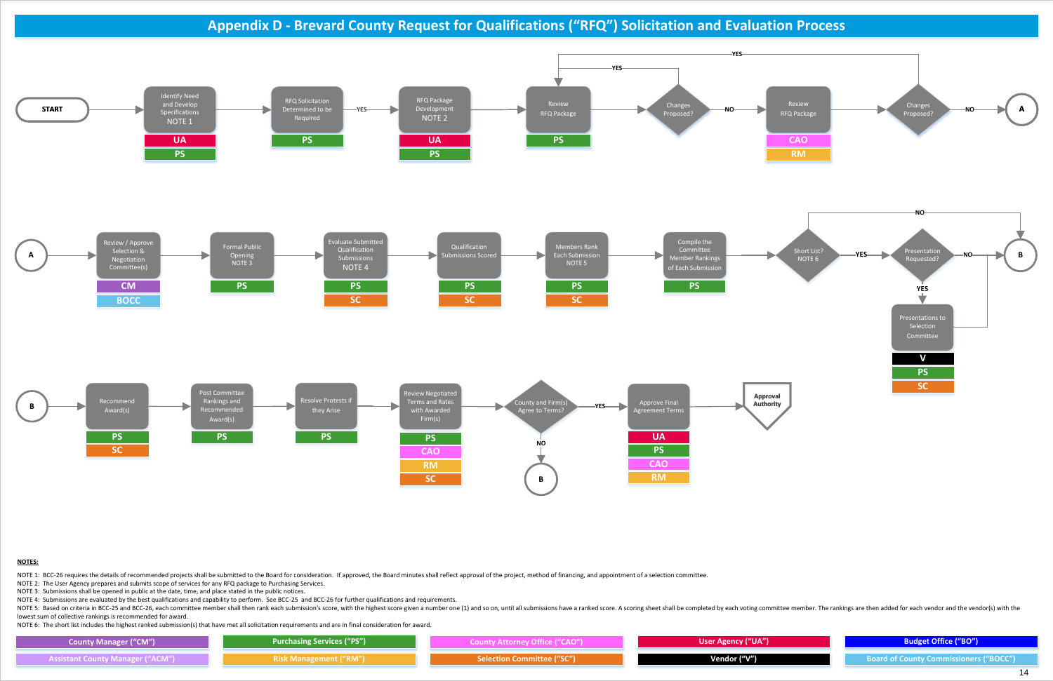# Appendix D - Brevard County Request for Qualifications ("RFQ") Solicitation and Evaluation Process

START → Identify Need and Develop Specifications NOTE 1 (UA, PS) → RFQ Solicitation Determined to be Required (PS) → YES → RFQ Package Development NOTE 2 (UA, PS) → Review RFQ Package (PS) → Changes Proposed? (YES → Review RFQ Package; NO →) → Review RFQ Package (CAO, RM) → Changes Proposed? (YES → Review RFQ Package; NO →) → A

A → Review / Approve Selection & Negotiation Committee(s) (CM, BOCC) → Formal Public Opening NOTE 3 (PS) → Evaluate Submitted Qualification Submissions NOTE 4 (PS, SC) → Qualification Submissions Scored (PS, SC) → Members Rank Each Submission NOTE 5 (PS, SC) → Compile the Committee Member Rankings of Each Submission (PS) → Short List? NOTE 6 (NO → B; YES →) → Presentation Requested? (NO → B; YES → Presentations to Selection Committee (V, PS, SC) → B)

B → Recommend Award(s) (PS, SC) → Post Committee Rankings and Recommended Award(s) (PS) → Resolve Protests if they Arise (PS) → Review Negotiated Terms and Rates with Awarded Firm(s) (PS, CAO, RM, SC) → County and Firm(s) Agree to Terms? (NO → B; YES →) → Approve Final Agreement Terms (UA, PS, CAO, RM) → Approval Authority

**NOTES:**

NOTE 1: BCC-26 requires the details of recommended projects shall be submitted to the Board for consideration. If approved, the Board minutes shall reflect approval of the project, method of financing, and appointment of a selection committee.
NOTE 2: The User Agency prepares and submits scope of services for any RFQ package to Purchasing Services.
NOTE 3: Submissions shall be opened in public at the date, time, and place stated in the public notices.
NOTE 4: Submissions are evaluated by the best qualifications and capability to perform. See BCC-25 and BCC-26 for further qualifications and requirements.
NOTE 5: Based on criteria in BCC-25 and BCC-26, each committee member shall then rank each submission's score, with the highest score given a number one (1) and so on, until all submissions have a ranked score. A scoring sheet shall be completed by each voting committee member. The rankings are then added for each vendor and the vendor(s) with the lowest sum of collective rankings is recommended for award.
NOTE 6: The short list includes the highest ranked submission(s) that have met all solicitation requirements and are in final consideration for award.

| | | | | |
|---|---|---|---|---|
| County Manager ("CM") | Purchasing Services ("PS") | County Attorney Office ("CAO") | User Agency ("UA") | Budget Office ("BO") |
| Assistant County Manager ("ACM") | Risk Management ("RM") | Selection Committee ("SC") | Vendor ("V") | Board of County Commissioners ("BOCC") |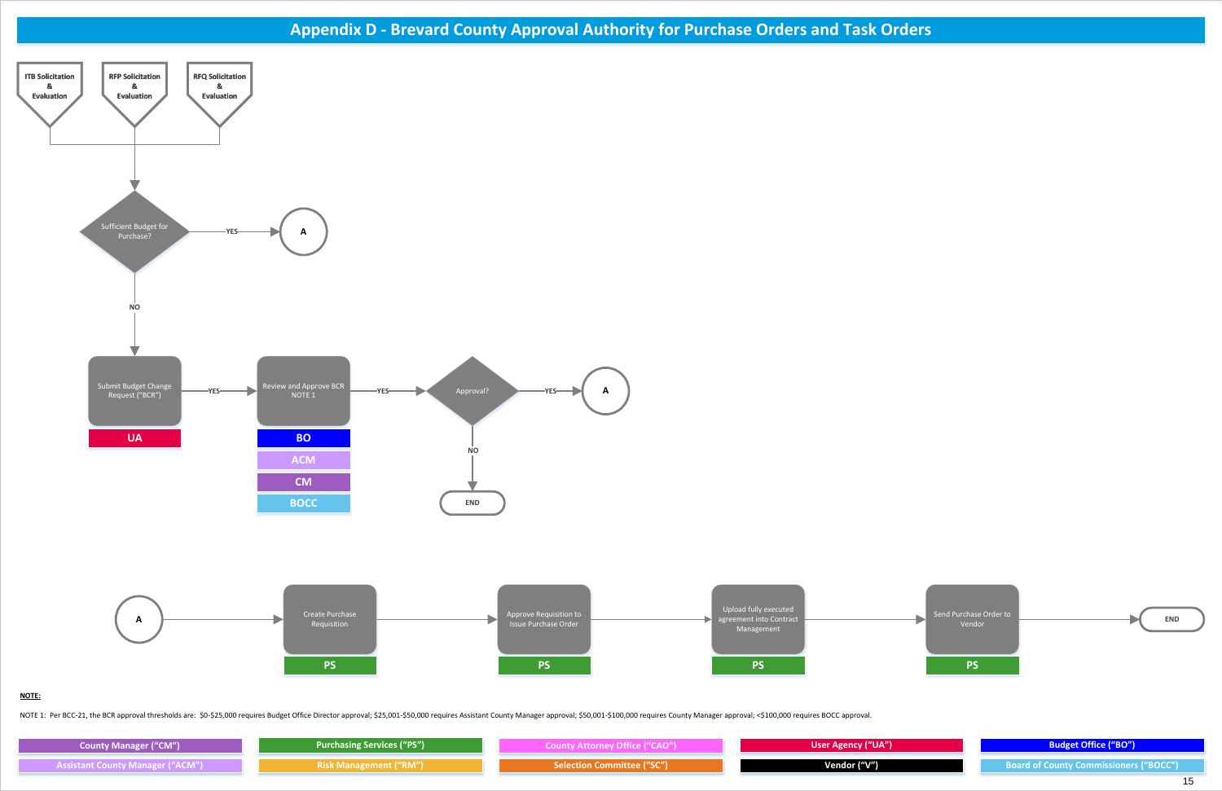# Appendix D - Brevard County Approval Authority for Purchase Orders and Task Orders

ITB Solicitation & Evaluation

RFP Solicitation & Evaluation

RFQ Solicitation & Evaluation

Sufficient Budget for Purchase?

YES

A

NO

Submit Budget Change Request ("BCR")

UA

YES

Review and Approve BCR NOTE 1

BO

ACM

CM

BOCC

YES

Approval?

YES

A

NO

END

A

Create Purchase Requisition

PS

Approve Requisition to Issue Purchase Order

PS

Upload fully executed agreement into Contract Management

PS

Send Purchase Order to Vendor

PS

END

**NOTE:**

NOTE 1: Per BCC-21, the BCR approval thresholds are: $0-$25,000 requires Budget Office Director approval; $25,001-$50,000 requires Assistant County Manager approval; $50,001-$100,000 requires County Manager approval; <$100,000 requires BOCC approval.

County Manager ("CM")

Assistant County Manager ("ACM")

Purchasing Services ("PS")

Risk Management ("RM")

County Attorney Office ("CAO")

Selection Committee ("SC")

User Agency ("UA")

Vendor ("V")

Budget Office ("BO")

Board of County Commissioners ("BOCC")